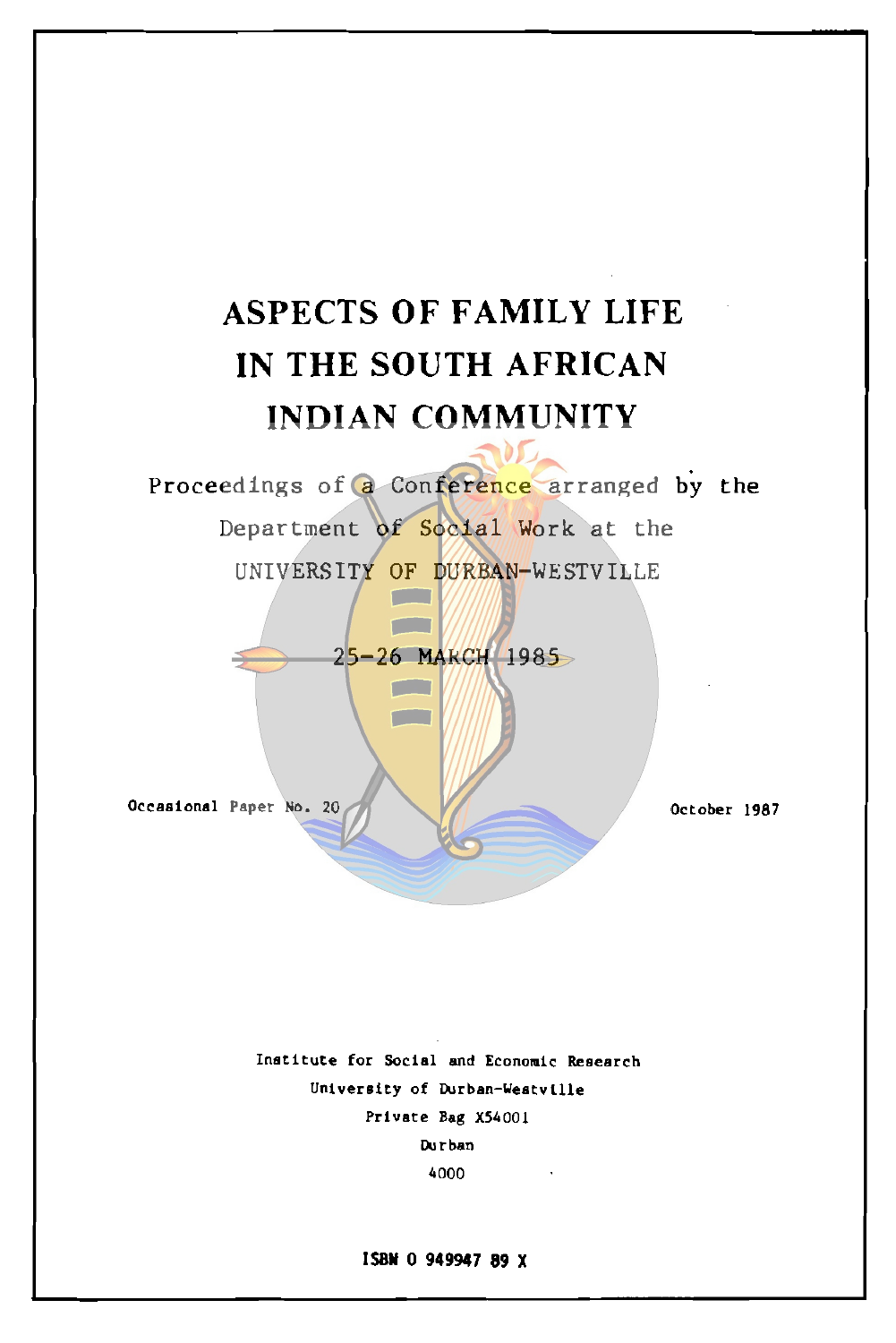# ASPECTS OF FAMILY LIFE IN THE SOUTH AFRICAN INDIAN COMMUNITY

Proceedings of a Conference arranged by the Department of Social Work at the UNIVERSITY OF DURBAN-WESTVILLE

25-26 MARCH 1985

Occasional Paper No. 20

October 1987

Institute for Social and Economic Research
University of Durban-Westville
Private Bag X54001
Durban
4000

ISBN 0 949947 89 X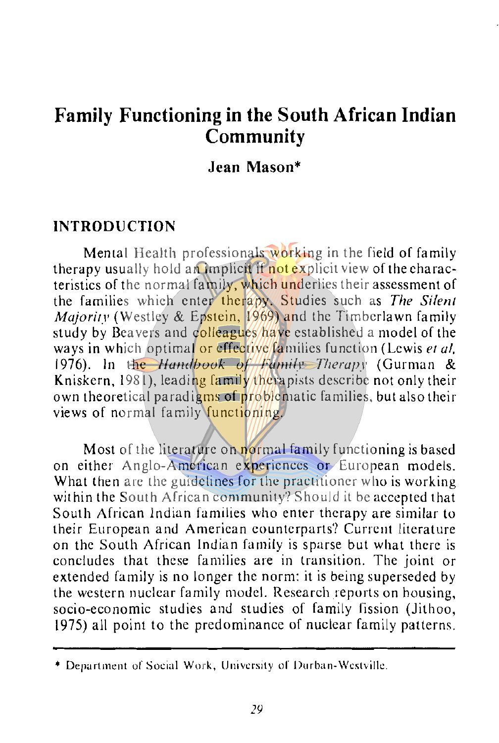# Family Functioning in the South African Indian Community

**Jean Mason***

## INTRODUCTION

Mental Health professionals working in the field of family therapy usually hold an implicit if not explicit view of the characteristics of the normal family, which underlies their assessment of the families which enter therapy. Studies such as *The Silent Majority* (Westley & Epstein, 1969) and the Timberlawn family study by Beavers and colleagues have established a model of the ways in which optimal or effective families function (Lewis *et al.* 1976). In the *Handbook of Family Therapy* (Gurman & Kniskern, 1981), leading family therapists describe not only their own theoretical paradigms of problematic families, but also their views of normal family functioning.

Most of the literature on normal family functioning is based on either Anglo-American experiences or European models. What then are the guidelines for the practitioner who is working within the South African community? Should it be accepted that South African Indian families who enter therapy are similar to their European and American counterparts? Current literature on the South African Indian family is sparse but what there is concludes that these families are in transition. The joint or extended family is no longer the norm: it is being superseded by the western nuclear family model. Research reports on housing, socio-economic studies and studies of family fission (Jithoo, 1975) all point to the predominance of nuclear family patterns.

---

* Department of Social Work, University of Durban-Westville.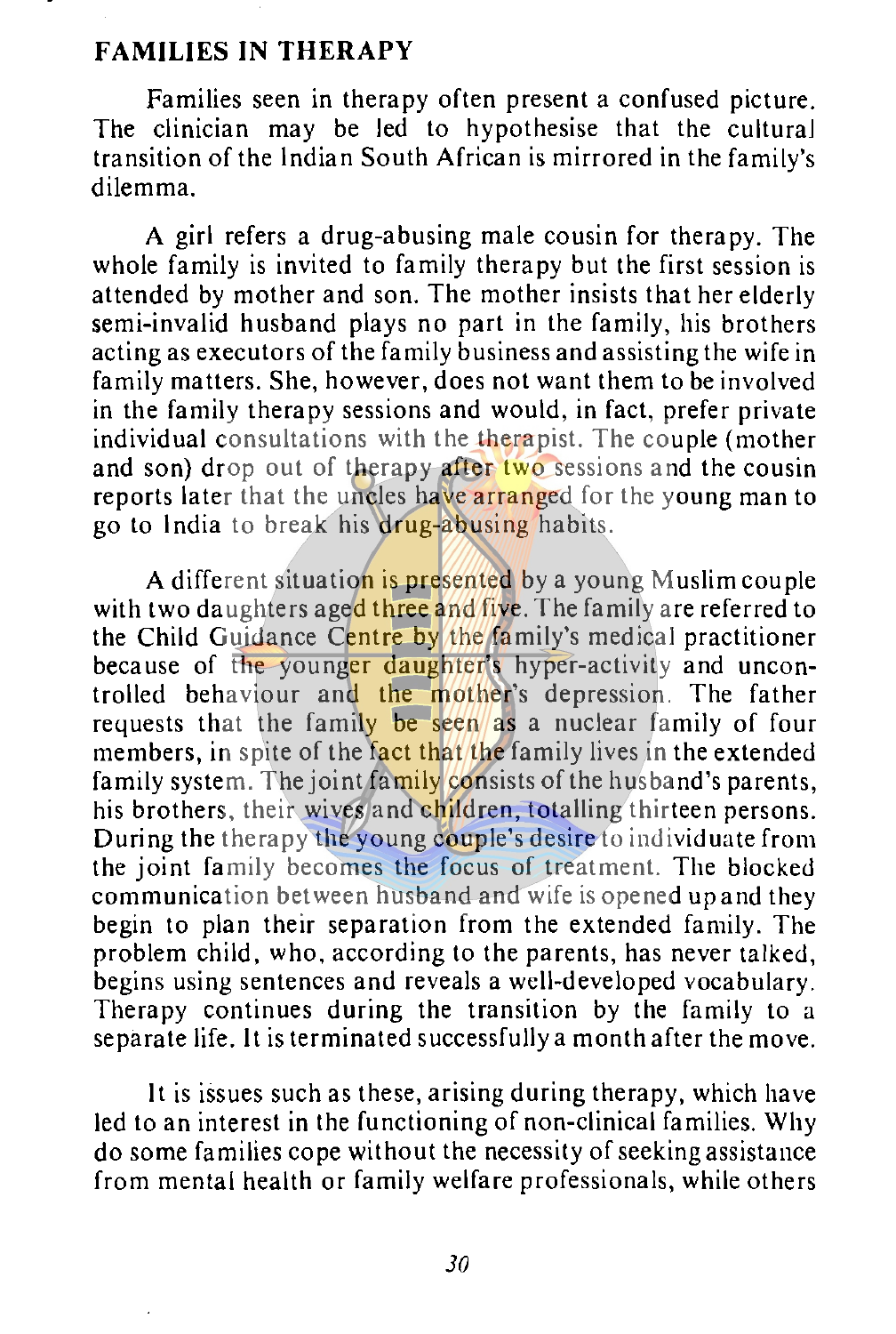## FAMILIES IN THERAPY

Families seen in therapy often present a confused picture. The clinician may be led to hypothesise that the cultural transition of the Indian South African is mirrored in the family's dilemma.

A girl refers a drug-abusing male cousin for therapy. The whole family is invited to family therapy but the first session is attended by mother and son. The mother insists that her elderly semi-invalid husband plays no part in the family, his brothers acting as executors of the family business and assisting the wife in family matters. She, however, does not want them to be involved in the family therapy sessions and would, in fact, prefer private individual consultations with the therapist. The couple (mother and son) drop out of therapy after two sessions and the cousin reports later that the uncles have arranged for the young man to go to India to break his drug-abusing habits.

A different situation is presented by a young Muslim couple with two daughters aged three and five. The family are referred to the Child Guidance Centre by the family's medical practitioner because of the younger daughter's hyper-activity and uncontrolled behaviour and the mother's depression. The father requests that the family be seen as a nuclear family of four members, in spite of the fact that the family lives in the extended family system. The joint family consists of the husband's parents, his brothers, their wives and children, totalling thirteen persons. During the therapy the young couple's desire to individuate from the joint family becomes the focus of treatment. The blocked communication between husband and wife is opened up and they begin to plan their separation from the extended family. The problem child, who, according to the parents, has never talked, begins using sentences and reveals a well-developed vocabulary. Therapy continues during the transition by the family to a separate life. It is terminated successfully a month after the move.

It is issues such as these, arising during therapy, which have led to an interest in the functioning of non-clinical families. Why do some families cope without the necessity of seeking assistance from mental health or family welfare professionals, while others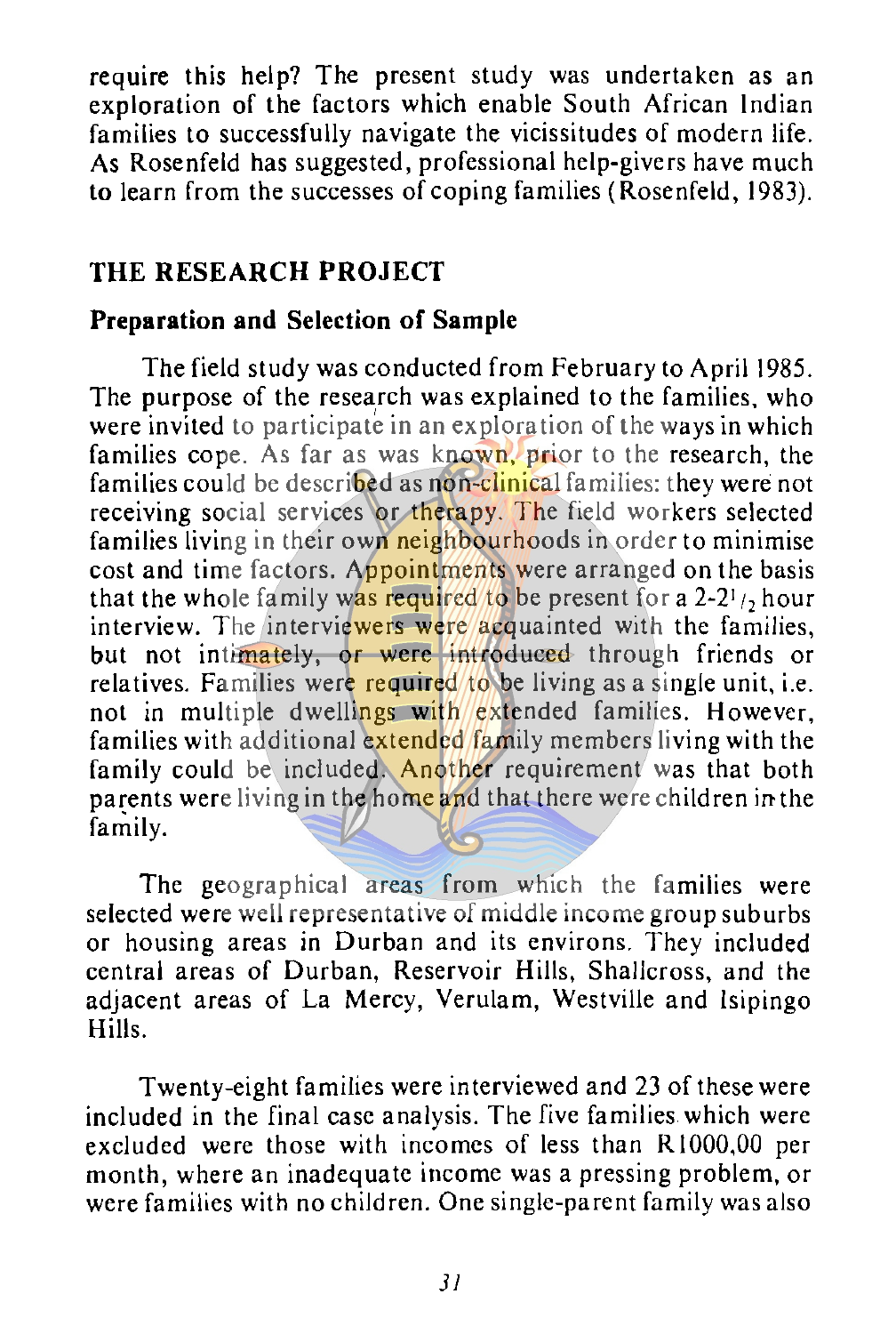require this help? The present study was undertaken as an exploration of the factors which enable South African Indian families to successfully navigate the vicissitudes of modern life. As Rosenfeld has suggested, professional help-givers have much to learn from the successes of coping families (Rosenfeld, 1983).

## THE RESEARCH PROJECT

### Preparation and Selection of Sample

The field study was conducted from February to April 1985. The purpose of the research was explained to the families, who were invited to participate in an exploration of the ways in which families cope. As far as was known, prior to the research, the families could be described as non-clinical families: they were not receiving social services or therapy. The field workers selected families living in their own neighbourhoods in order to minimise cost and time factors. Appointments were arranged on the basis that the whole family was required to be present for a 2-2½ hour interview. The interviewers were acquainted with the families, but not intimately, or were introduced through friends or relatives. Families were required to be living as a single unit, i.e. not in multiple dwellings with extended families. However, families with additional extended family members living with the family could be included. Another requirement was that both parents were living in the home and that there were children in the family.

The geographical areas from which the families were selected were well representative of middle income group suburbs or housing areas in Durban and its environs. They included central areas of Durban, Reservoir Hills, Shallcross, and the adjacent areas of La Mercy, Verulam, Westville and Isipingo Hills.

Twenty-eight families were interviewed and 23 of these were included in the final case analysis. The five families which were excluded were those with incomes of less than R1000,00 per month, where an inadequate income was a pressing problem, or were families with no children. One single-parent family was also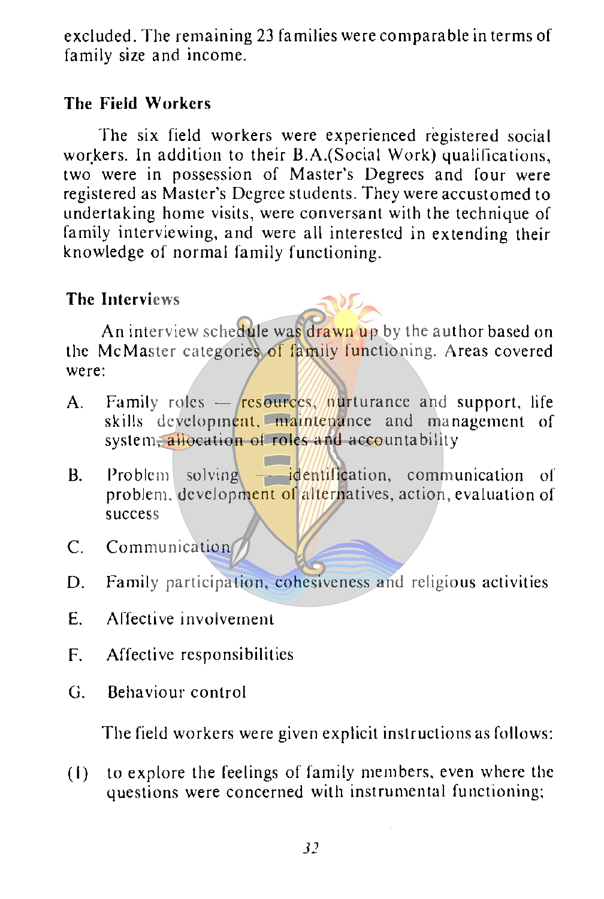excluded. The remaining 23 families were comparable in terms of family size and income.

## The Field Workers

The six field workers were experienced registered social workers. In addition to their B.A.(Social Work) qualifications, two were in possession of Master's Degrees and four were registered as Master's Degree students. They were accustomed to undertaking home visits, were conversant with the technique of family interviewing, and were all interested in extending their knowledge of normal family functioning.

## The Interviews

An interview schedule was drawn up by the author based on the McMaster categories of family functioning. Areas covered were:

A. Family roles — resources, nurturance and support, life skills development, maintenance and management of system, allocation of roles and accountability

B. Problem solving — identification, communication of problem, development of alternatives, action, evaluation of success

C. Communication

D. Family participation, cohesiveness and religious activities

E. Affective involvement

F. Affective responsibilities

G. Behaviour control

The field workers were given explicit instructions as follows:

(1) to explore the feelings of family members, even where the questions were concerned with instrumental functioning;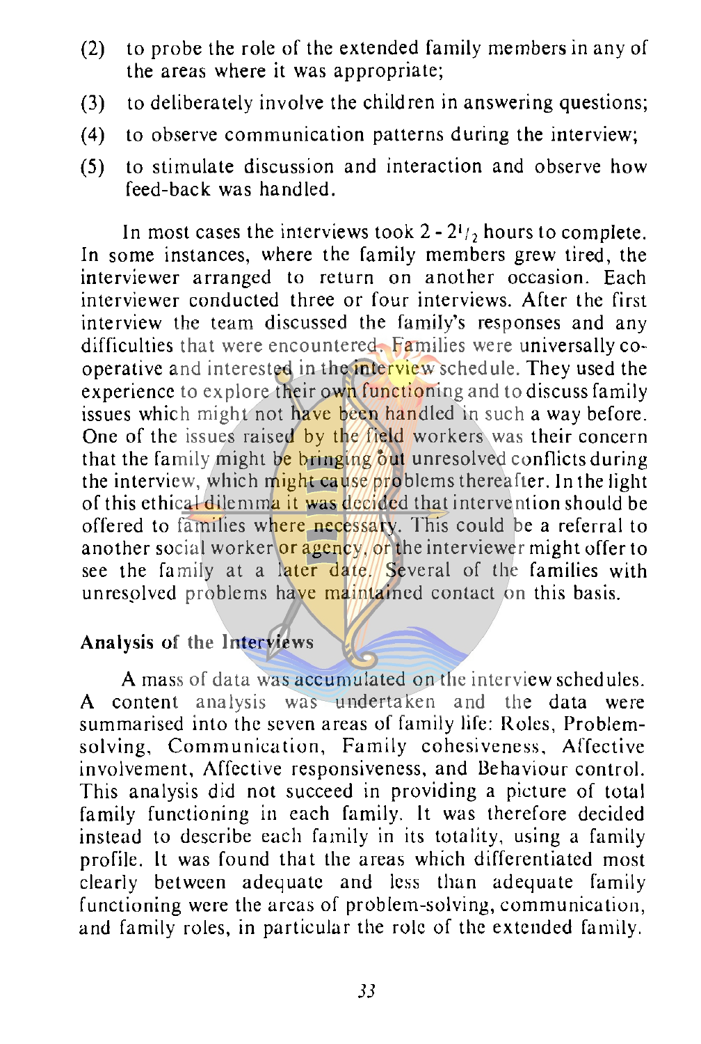(2) to probe the role of the extended family members in any of the areas where it was appropriate;

(3) to deliberately involve the children in answering questions;

(4) to observe communication patterns during the interview;

(5) to stimulate discussion and interaction and observe how feed-back was handled.

In most cases the interviews took 2 - $2^1/_2$ hours to complete. In some instances, where the family members grew tired, the interviewer arranged to return on another occasion. Each interviewer conducted three or four interviews. After the first interview the team discussed the family's responses and any difficulties that were encountered. Families were universally co-operative and interested in the interview schedule. They used the experience to explore their own functioning and to discuss family issues which might not have been handled in such a way before. One of the issues raised by the field workers was their concern that the family might be bringing out unresolved conflicts during the interview, which might cause problems thereafter. In the light of this ethical dilemma it was decided that intervention should be offered to families where necessary. This could be a referral to another social worker or agency, or the interviewer might offer to see the family at a later date. Several of the families with unresolved problems have maintained contact on this basis.

**Analysis of the Interviews**

A mass of data was accumulated on the interview schedules. A content analysis was undertaken and the data were summarised into the seven areas of family life: Roles, Problem-solving, Communication, Family cohesiveness, Affective involvement, Affective responsiveness, and Behaviour control. This analysis did not succeed in providing a picture of total family functioning in each family. It was therefore decided instead to describe each family in its totality, using a family profile. It was found that the areas which differentiated most clearly between adequate and less than adequate family functioning were the areas of problem-solving, communication, and family roles, in particular the role of the extended family.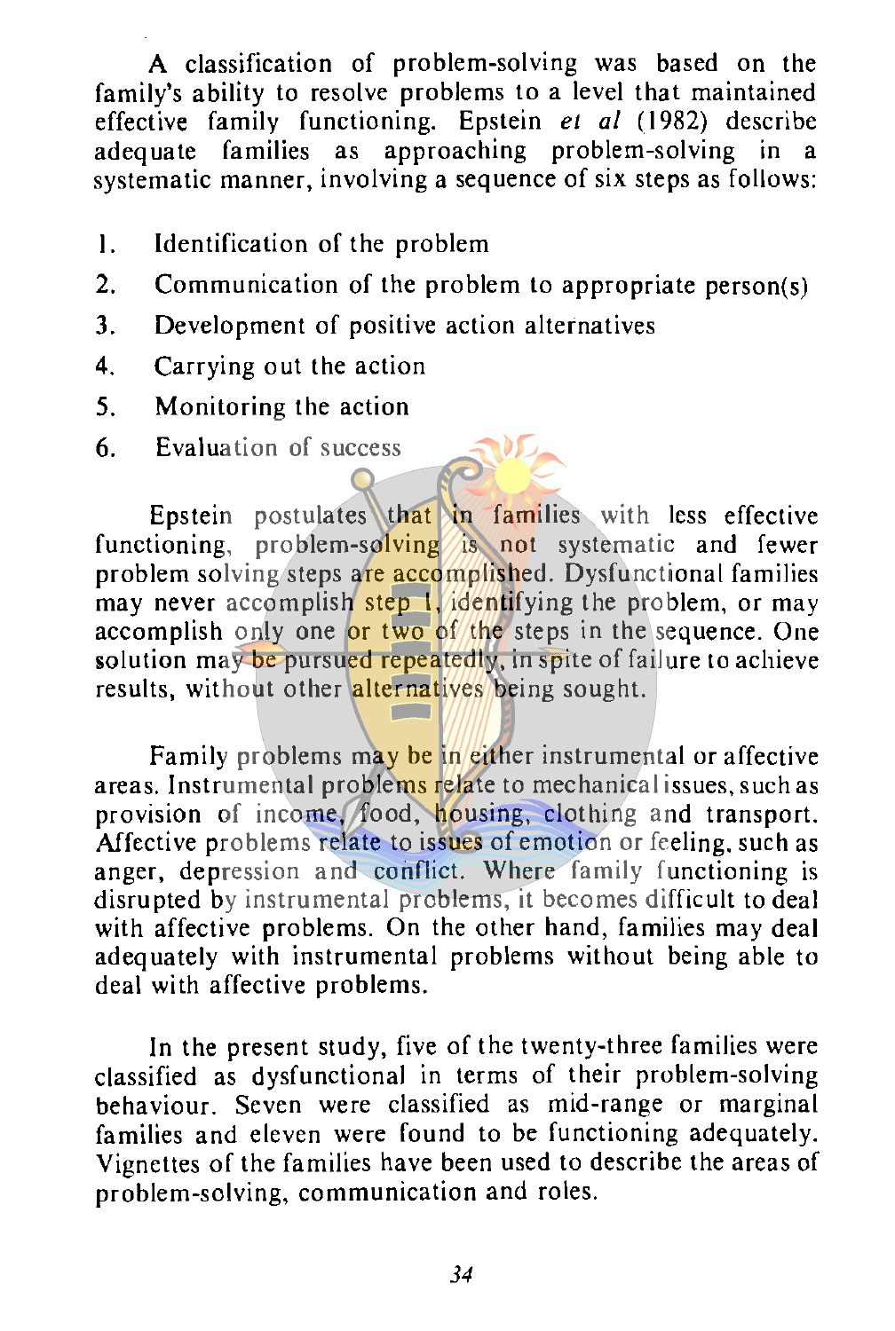A classification of problem-solving was based on the family's ability to resolve problems to a level that maintained effective family functioning. Epstein *et al* (1982) describe adequate families as approaching problem-solving in a systematic manner, involving a sequence of six steps as follows:

1. Identification of the problem
2. Communication of the problem to appropriate person(s)
3. Development of positive action alternatives
4. Carrying out the action
5. Monitoring the action
6. Evaluation of success

Epstein postulates that in families with less effective functioning, problem-solving is not systematic and fewer problem solving steps are accomplished. Dysfunctional families may never accomplish step 1, identifying the problem, or may accomplish only one or two of the steps in the sequence. One solution may be pursued repeatedly, in spite of failure to achieve results, without other alternatives being sought.

Family problems may be in either instrumental or affective areas. Instrumental problems relate to mechanical issues, such as provision of income, food, housing, clothing and transport. Affective problems relate to issues of emotion or feeling, such as anger, depression and conflict. Where family functioning is disrupted by instrumental problems, it becomes difficult to deal with affective problems. On the other hand, families may deal adequately with instrumental problems without being able to deal with affective problems.

In the present study, five of the twenty-three families were classified as dysfunctional in terms of their problem-solving behaviour. Seven were classified as mid-range or marginal families and eleven were found to be functioning adequately. Vignettes of the families have been used to describe the areas of problem-solving, communication and roles.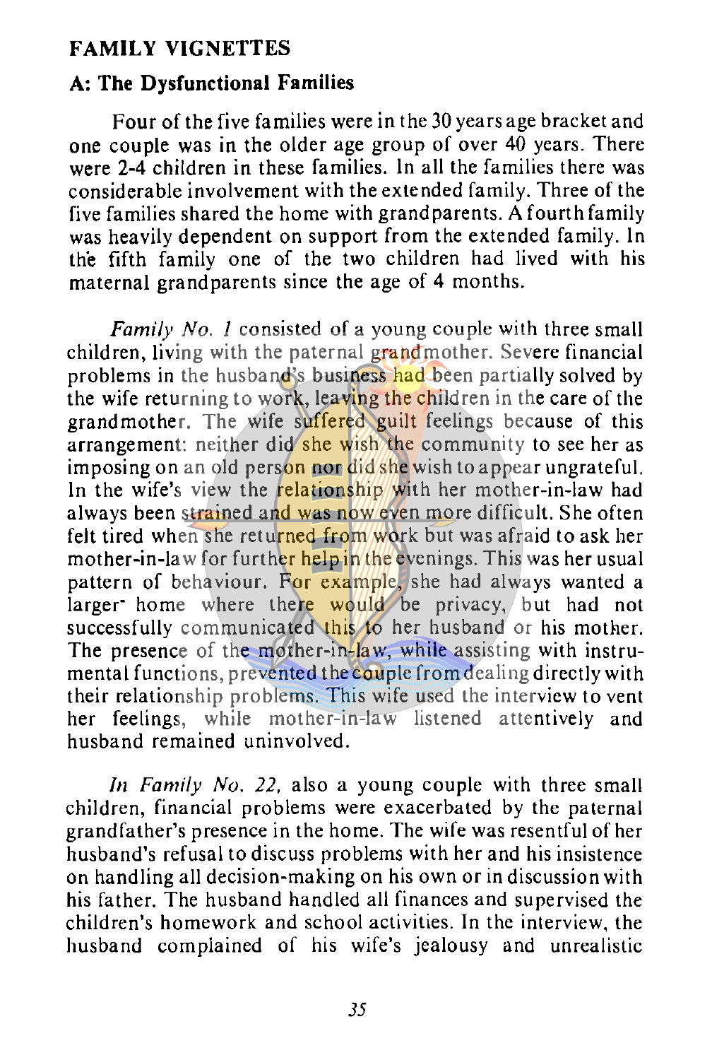## FAMILY VIGNETTES

### A: The Dysfunctional Families

Four of the five families were in the 30 years age bracket and one couple was in the older age group of over 40 years. There were 2-4 children in these families. In all the families there was considerable involvement with the extended family. Three of the five families shared the home with grandparents. A fourth family was heavily dependent on support from the extended family. In the fifth family one of the two children had lived with his maternal grandparents since the age of 4 months.

*Family No. 1* consisted of a young couple with three small children, living with the paternal grandmother. Severe financial problems in the husband's business had been partially solved by the wife returning to work, leaving the children in the care of the grandmother. The wife suffered guilt feelings because of this arrangement: neither did she wish the community to see her as imposing on an old person nor did she wish to appear ungrateful. In the wife's view the relationship with her mother-in-law had always been strained and was now even more difficult. She often felt tired when she returned from work but was afraid to ask her mother-in-law for further help in the evenings. This was her usual pattern of behaviour. For example, she had always wanted a larger home where there would be privacy, but had not successfully communicated this to her husband or his mother. The presence of the mother-in-law, while assisting with instrumental functions, prevented the couple from dealing directly with their relationship problems. This wife used the interview to vent her feelings, while mother-in-law listened attentively and husband remained uninvolved.

*In Family No. 22,* also a young couple with three small children, financial problems were exacerbated by the paternal grandfather's presence in the home. The wife was resentful of her husband's refusal to discuss problems with her and his insistence on handling all decision-making on his own or in discussion with his father. The husband handled all finances and supervised the children's homework and school activities. In the interview, the husband complained of his wife's jealousy and unrealistic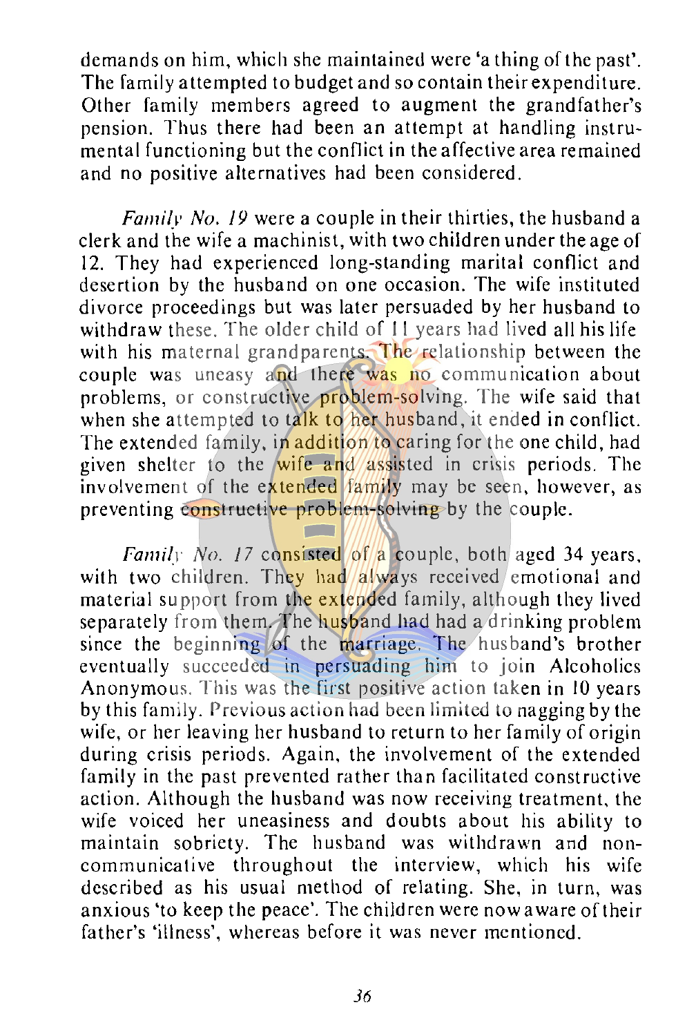demands on him, which she maintained were 'a thing of the past'. The family attempted to budget and so contain their expenditure. Other family members agreed to augment the grandfather's pension. Thus there had been an attempt at handling instrumental functioning but the conflict in the affective area remained and no positive alternatives had been considered.

*Family No. 19* were a couple in their thirties, the husband a clerk and the wife a machinist, with two children under the age of 12. They had experienced long-standing marital conflict and desertion by the husband on one occasion. The wife instituted divorce proceedings but was later persuaded by her husband to withdraw these. The older child of 11 years had lived all his life with his maternal grandparents. The relationship between the couple was uneasy and there was no communication about problems, or constructive problem-solving. The wife said that when she attempted to talk to her husband, it ended in conflict. The extended family, in addition to caring for the one child, had given shelter to the wife and assisted in crisis periods. The involvement of the extended family may be seen, however, as preventing constructive problem-solving by the couple.

*Family No. 17* consisted of a couple, both aged 34 years, with two children. They had always received emotional and material support from the extended family, although they lived separately from them. The husband had had a drinking problem since the beginning of the marriage. The husband's brother eventually succeeded in persuading him to join Alcoholics Anonymous. This was the first positive action taken in 10 years by this family. Previous action had been limited to nagging by the wife, or her leaving her husband to return to her family of origin during crisis periods. Again, the involvement of the extended family in the past prevented rather than facilitated constructive action. Although the husband was now receiving treatment, the wife voiced her uneasiness and doubts about his ability to maintain sobriety. The husband was withdrawn and non-communicative throughout the interview, which his wife described as his usual method of relating. She, in turn, was anxious 'to keep the peace'. The children were now aware of their father's 'illness', whereas before it was never mentioned.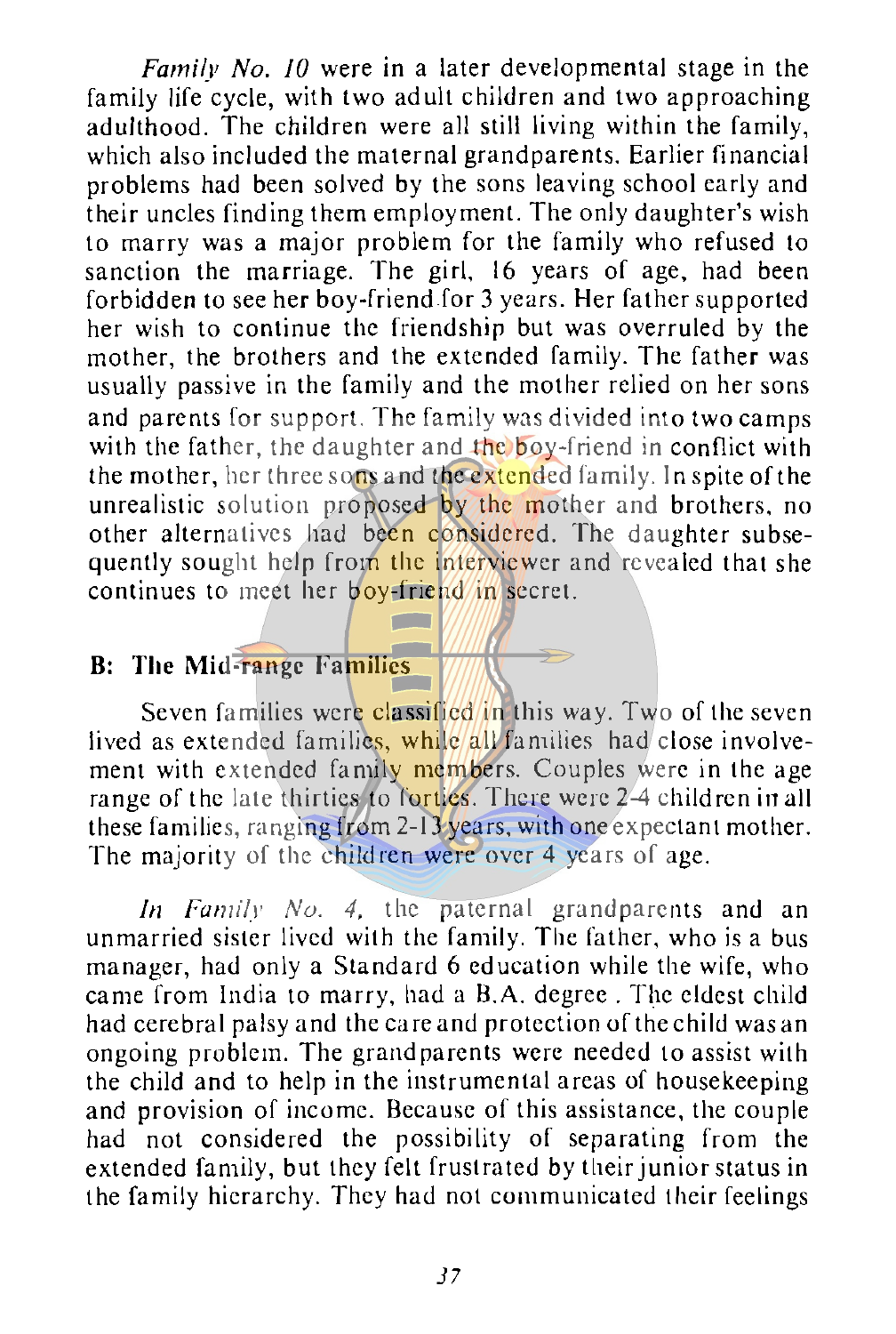*Family No. 10* were in a later developmental stage in the family life cycle, with two adult children and two approaching adulthood. The children were all still living within the family, which also included the maternal grandparents. Earlier financial problems had been solved by the sons leaving school early and their uncles finding them employment. The only daughter's wish to marry was a major problem for the family who refused to sanction the marriage. The girl, 16 years of age, had been forbidden to see her boy-friend for 3 years. Her father supported her wish to continue the friendship but was overruled by the mother, the brothers and the extended family. The father was usually passive in the family and the mother relied on her sons and parents for support. The family was divided into two camps with the father, the daughter and the boy-friend in conflict with the mother, her three sons and the extended family. In spite of the unrealistic solution proposed by the mother and brothers, no other alternatives had been considered. The daughter subsequently sought help from the interviewer and revealed that she continues to meet her boy-friend in secret.

### B: The Mid-range Families

Seven families were classified in this way. Two of the seven lived as extended families, while all families had close involvement with extended family members. Couples were in the age range of the late thirties to forties. There were 2-4 children in all these families, ranging from 2-13 years, with one expectant mother. The majority of the children were over 4 years of age.

*In Family No. 4,* the paternal grandparents and an unmarried sister lived with the family. The father, who is a bus manager, had only a Standard 6 education while the wife, who came from India to marry, had a B.A. degree. The eldest child had cerebral palsy and the care and protection of the child was an ongoing problem. The grandparents were needed to assist with the child and to help in the instrumental areas of housekeeping and provision of income. Because of this assistance, the couple had not considered the possibility of separating from the extended family, but they felt frustrated by their junior status in the family hierarchy. They had not communicated their feelings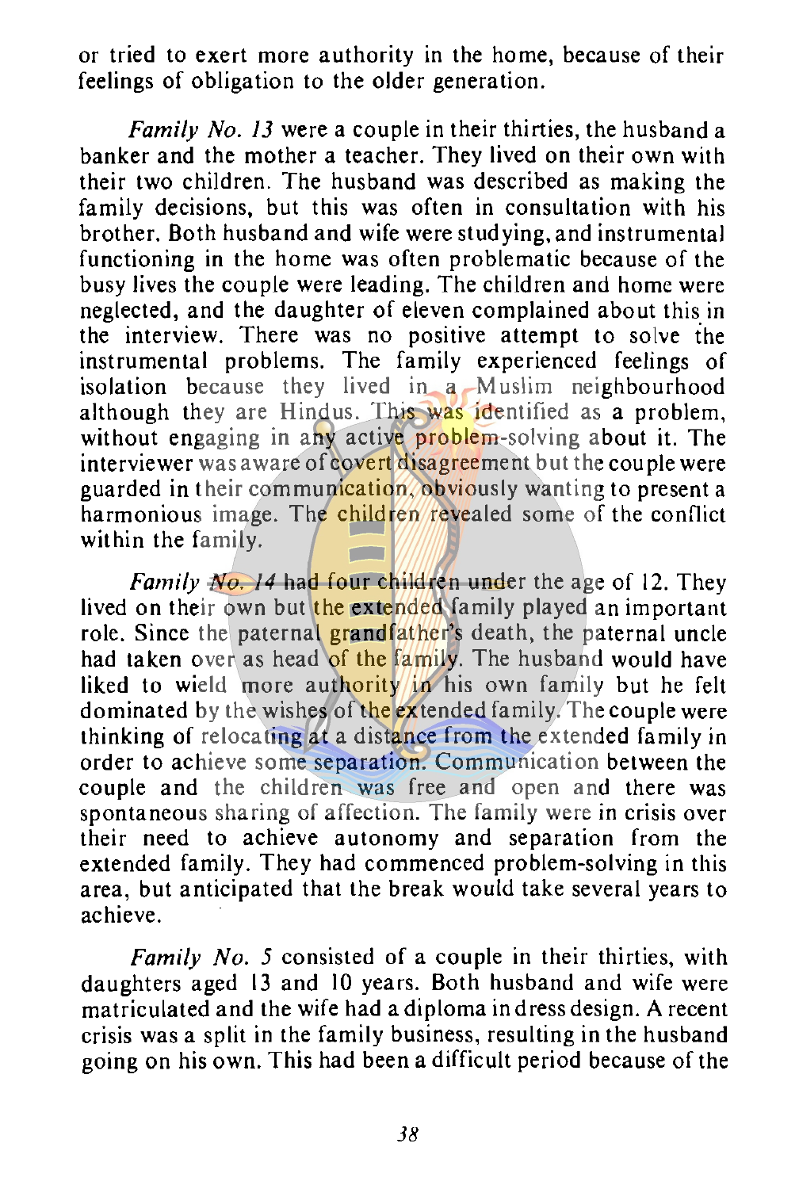or tried to exert more authority in the home, because of their feelings of obligation to the older generation.

*Family No. 13* were a couple in their thirties, the husband a banker and the mother a teacher. They lived on their own with their two children. The husband was described as making the family decisions, but this was often in consultation with his brother. Both husband and wife were studying, and instrumental functioning in the home was often problematic because of the busy lives the couple were leading. The children and home were neglected, and the daughter of eleven complained about this in the interview. There was no positive attempt to solve the instrumental problems. The family experienced feelings of isolation because they lived in a Muslim neighbourhood although they are Hindus. This was identified as a problem, without engaging in any active problem-solving about it. The interviewer was aware of covert disagreement but the couple were guarded in their communication, obviously wanting to present a harmonious image. The children revealed some of the conflict within the family.

*Family No. 14* had four children under the age of 12. They lived on their own but the extended family played an important role. Since the paternal grandfather's death, the paternal uncle had taken over as head of the family. The husband would have liked to wield more authority in his own family but he felt dominated by the wishes of the extended family. The couple were thinking of relocating at a distance from the extended family in order to achieve some separation. Communication between the couple and the children was free and open and there was spontaneous sharing of affection. The family were in crisis over their need to achieve autonomy and separation from the extended family. They had commenced problem-solving in this area, but anticipated that the break would take several years to achieve.

*Family No. 5* consisted of a couple in their thirties, with daughters aged 13 and 10 years. Both husband and wife were matriculated and the wife had a diploma in dress design. A recent crisis was a split in the family business, resulting in the husband going on his own. This had been a difficult period because of the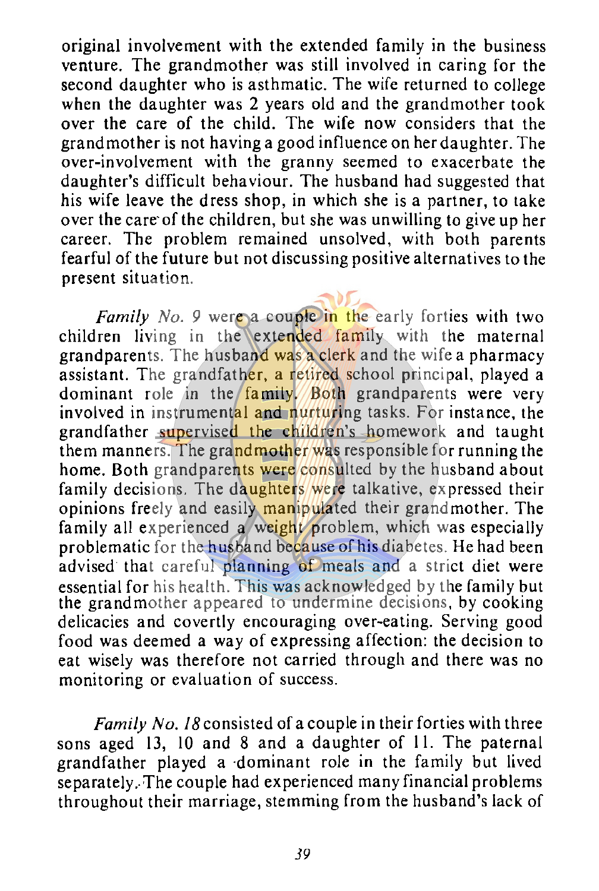original involvement with the extended family in the business venture. The grandmother was still involved in caring for the second daughter who is asthmatic. The wife returned to college when the daughter was 2 years old and the grandmother took over the care of the child. The wife now considers that the grandmother is not having a good influence on her daughter. The over-involvement with the granny seemed to exacerbate the daughter's difficult behaviour. The husband had suggested that his wife leave the dress shop, in which she is a partner, to take over the care of the children, but she was unwilling to give up her career. The problem remained unsolved, with both parents fearful of the future but not discussing positive alternatives to the present situation.

*Family No. 9* were a couple in the early forties with two children living in the extended family with the maternal grandparents. The husband was a clerk and the wife a pharmacy assistant. The grandfather, a retired school principal, played a dominant role in the family. Both grandparents were very involved in instrumental and nurturing tasks. For instance, the grandfather supervised the children's homework and taught them manners. The grandmother was responsible for running the home. Both grandparents were consulted by the husband about family decisions. The daughters were talkative, expressed their opinions freely and easily manipulated their grandmother. The family all experienced a weight problem, which was especially problematic for the husband because of his diabetes. He had been advised that careful planning of meals and a strict diet were essential for his health. This was acknowledged by the family but the grandmother appeared to undermine decisions, by cooking delicacies and covertly encouraging over-eating. Serving good food was deemed a way of expressing affection: the decision to eat wisely was therefore not carried through and there was no monitoring or evaluation of success.

*Family No. 18* consisted of a couple in their forties with three sons aged 13, 10 and 8 and a daughter of 11. The paternal grandfather played a dominant role in the family but lived separately. The couple had experienced many financial problems throughout their marriage, stemming from the husband's lack of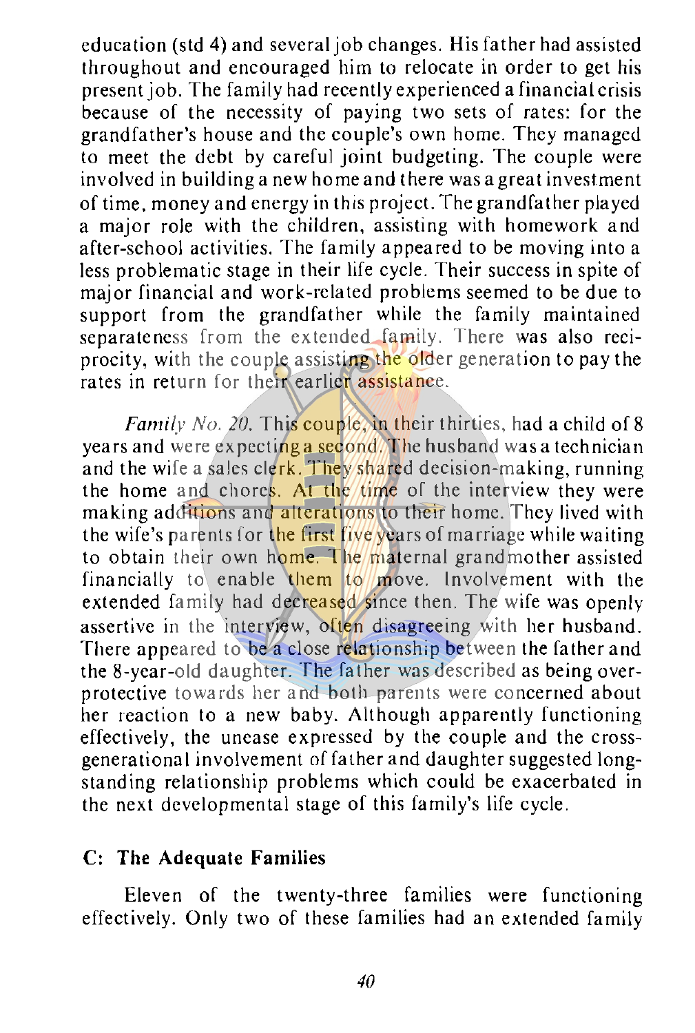education (std 4) and several job changes. His father had assisted throughout and encouraged him to relocate in order to get his present job. The family had recently experienced a financial crisis because of the necessity of paying two sets of rates: for the grandfather's house and the couple's own home. They managed to meet the debt by careful joint budgeting. The couple were involved in building a new home and there was a great investment of time, money and energy in this project. The grandfather played a major role with the children, assisting with homework and after-school activities. The family appeared to be moving into a less problematic stage in their life cycle. Their success in spite of major financial and work-related problems seemed to be due to support from the grandfather while the family maintained separateness from the extended family. There was also reciprocity, with the couple assisting the older generation to pay the rates in return for their earlier assistance.

*Family No. 20.* This couple, in their thirties, had a child of 8 years and were expecting a second. The husband was a technician and the wife a sales clerk. They shared decision-making, running the home and chores. At the time of the interview they were making additions and alterations to their home. They lived with the wife's parents for the first five years of marriage while waiting to obtain their own home. The maternal grandmother assisted financially to enable them to move. Involvement with the extended family had decreased since then. The wife was openly assertive in the interview, often disagreeing with her husband. There appeared to be a close relationship between the father and the 8-year-old daughter. The father was described as being over-protective towards her and both parents were concerned about her reaction to a new baby. Although apparently functioning effectively, the unease expressed by the couple and the cross-generational involvement of father and daughter suggested long-standing relationship problems which could be exacerbated in the next developmental stage of this family's life cycle.

### C: The Adequate Families

Eleven of the twenty-three families were functioning effectively. Only two of these families had an extended family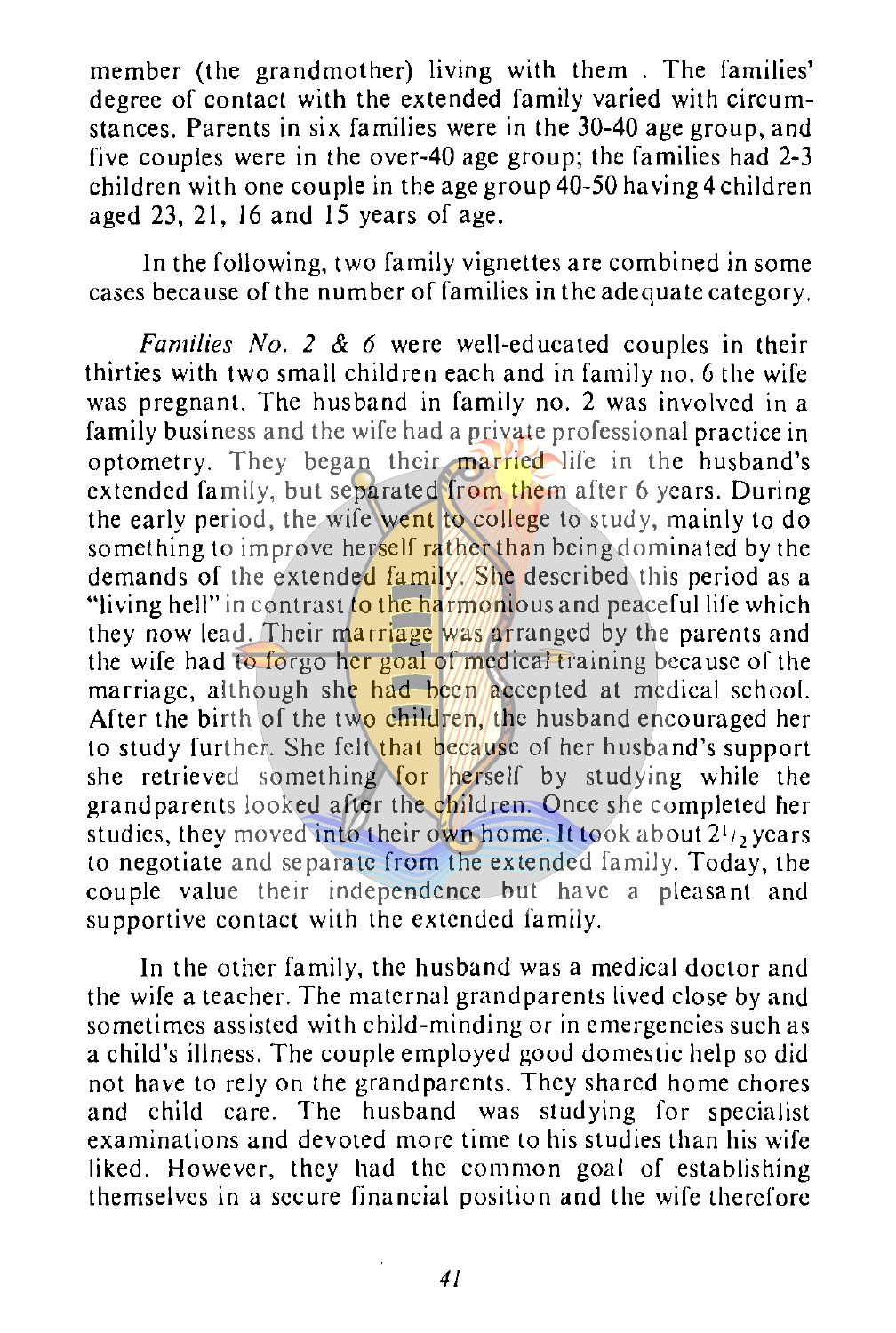member (the grandmother) living with them . The families' degree of contact with the extended family varied with circumstances. Parents in six families were in the 30-40 age group, and five couples were in the over-40 age group; the families had 2-3 children with one couple in the age group 40-50 having 4 children aged 23, 21, 16 and 15 years of age.

In the following, two family vignettes are combined in some cases because of the number of families in the adequate category.

*Families No. 2 & 6* were well-educated couples in their thirties with two small children each and in family no. 6 the wife was pregnant. The husband in family no. 2 was involved in a family business and the wife had a private professional practice in optometry. They began their married life in the husband's extended family, but separated from them after 6 years. During the early period, the wife went to college to study, mainly to do something to improve herself rather than being dominated by the demands of the extended family. She described this period as a "living hell" in contrast to the harmonious and peaceful life which they now lead. Their marriage was arranged by the parents and the wife had to forgo her goal of medical training because of the marriage, although she had been accepted at medical school. After the birth of the two children, the husband encouraged her to study further. She felt that because of her husband's support she retrieved something for herself by studying while the grandparents looked after the children. Once she completed her studies, they moved into their own home. It took about $2^1/_2$ years to negotiate and separate from the extended family. Today, the couple value their independence but have a pleasant and supportive contact with the extended family.

In the other family, the husband was a medical doctor and the wife a teacher. The maternal grandparents lived close by and sometimes assisted with child-minding or in emergencies such as a child's illness. The couple employed good domestic help so did not have to rely on the grandparents. They shared home chores and child care. The husband was studying for specialist examinations and devoted more time to his studies than his wife liked. However, they had the common goal of establishing themselves in a secure financial position and the wife therefore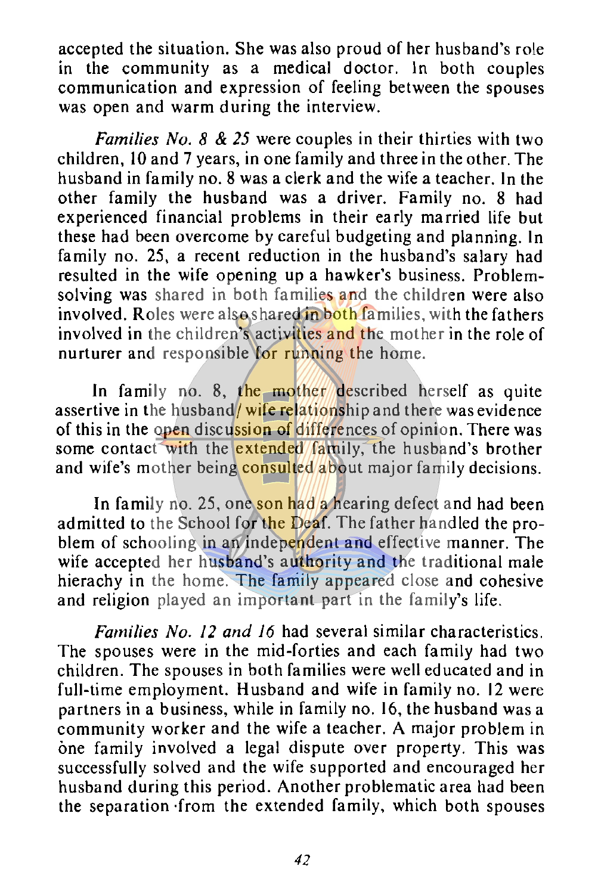accepted the situation. She was also proud of her husband's role in the community as a medical doctor. In both couples communication and expression of feeling between the spouses was open and warm during the interview.

*Families No. 8 & 25* were couples in their thirties with two children, 10 and 7 years, in one family and three in the other. The husband in family no. 8 was a clerk and the wife a teacher. In the other family the husband was a driver. Family no. 8 had experienced financial problems in their early married life but these had been overcome by careful budgeting and planning. In family no. 25, a recent reduction in the husband's salary had resulted in the wife opening up a hawker's business. Problem-solving was shared in both families and the children were also involved. Roles were also shared in both families, with the fathers involved in the children's activities and the mother in the role of nurturer and responsible for running the home.

In family no. 8, the mother described herself as quite assertive in the husband/wife relationship and there was evidence of this in the open discussion of differences of opinion. There was some contact with the extended family, the husband's brother and wife's mother being consulted about major family decisions.

In family no. 25, one son had a hearing defect and had been admitted to the School for the Deaf. The father handled the problem of schooling in an independent and effective manner. The wife accepted her husband's authority and the traditional male hierachy in the home. The family appeared close and cohesive and religion played an important part in the family's life.

*Families No. 12 and 16* had several similar characteristics. The spouses were in the mid-forties and each family had two children. The spouses in both families were well educated and in full-time employment. Husband and wife in family no. 12 were partners in a business, while in family no. 16, the husband was a community worker and the wife a teacher. A major problem in one family involved a legal dispute over property. This was successfully solved and the wife supported and encouraged her husband during this period. Another problematic area had been the separation from the extended family, which both spouses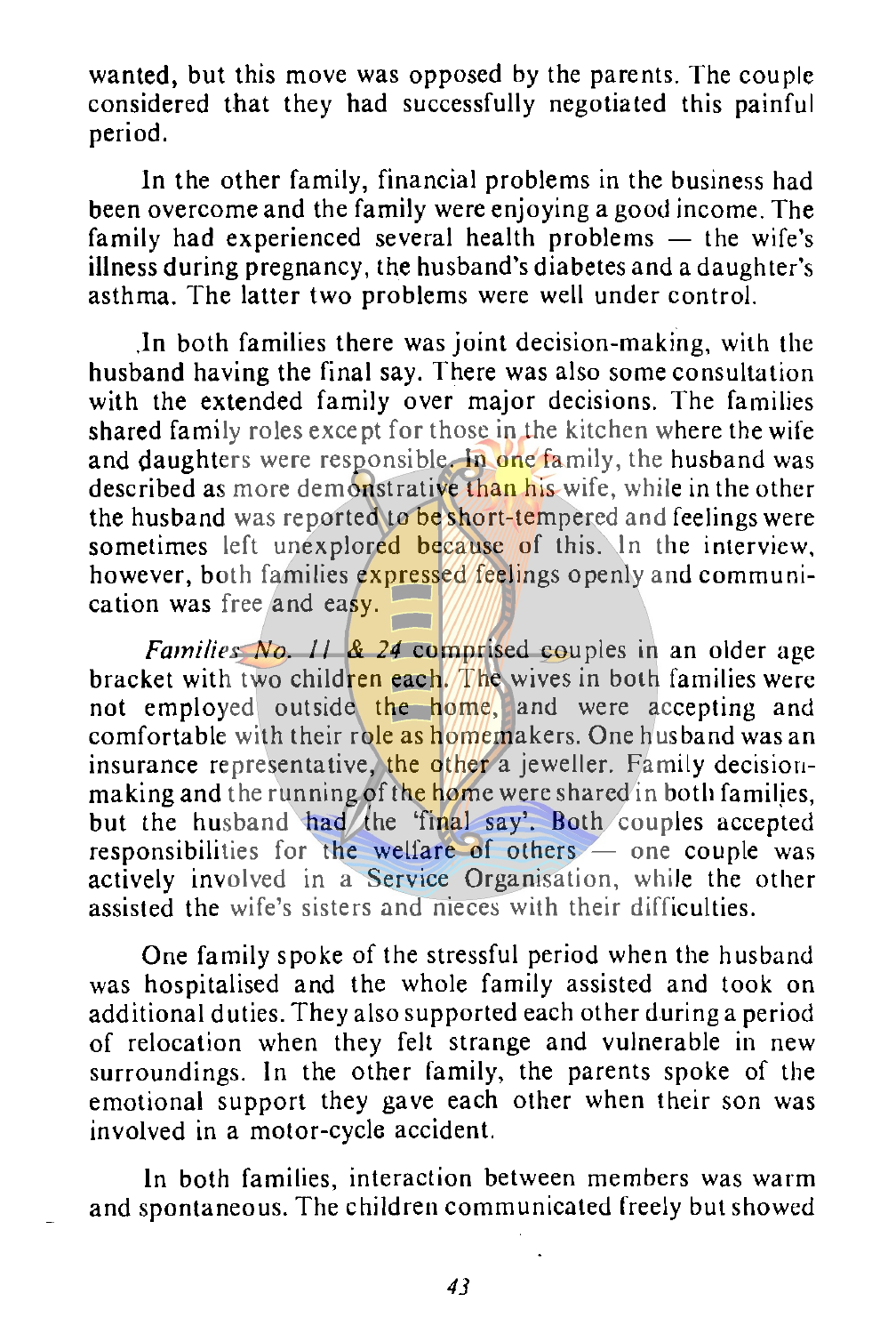wanted, but this move was opposed by the parents. The couple considered that they had successfully negotiated this painful period.

In the other family, financial problems in the business had been overcome and the family were enjoying a good income. The family had experienced several health problems — the wife's illness during pregnancy, the husband's diabetes and a daughter's asthma. The latter two problems were well under control.

In both families there was joint decision-making, with the husband having the final say. There was also some consultation with the extended family over major decisions. The families shared family roles except for those in the kitchen where the wife and daughters were responsible. In one family, the husband was described as more demonstrative than his wife, while in the other the husband was reported to be short-tempered and feelings were sometimes left unexplored because of this. In the interview, however, both families expressed feelings openly and communication was free and easy.

*Families No. 11 & 24* comprised couples in an older age bracket with two children each. The wives in both families were not employed outside the home, and were accepting and comfortable with their role as homemakers. One husband was an insurance representative, the other a jeweller. Family decision-making and the running of the home were shared in both families, but the husband had the 'final say'. Both couples accepted responsibilities for the welfare of others — one couple was actively involved in a Service Organisation, while the other assisted the wife's sisters and nieces with their difficulties.

One family spoke of the stressful period when the husband was hospitalised and the whole family assisted and took on additional duties. They also supported each other during a period of relocation when they felt strange and vulnerable in new surroundings. In the other family, the parents spoke of the emotional support they gave each other when their son was involved in a motor-cycle accident.

In both families, interaction between members was warm and spontaneous. The children communicated freely but showed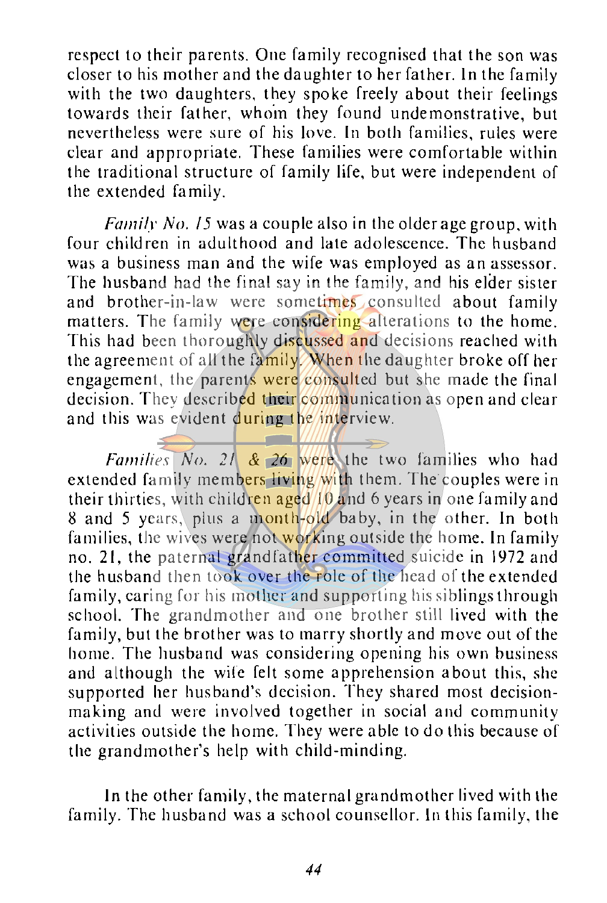respect to their parents. One family recognised that the son was closer to his mother and the daughter to her father. In the family with the two daughters, they spoke freely about their feelings towards their father, whom they found undemonstrative, but nevertheless were sure of his love. In both families, rules were clear and appropriate. These families were comfortable within the traditional structure of family life, but were independent of the extended family.

*Family No. 15* was a couple also in the older age group, with four children in adulthood and late adolescence. The husband was a business man and the wife was employed as an assessor. The husband had the final say in the family, and his elder sister and brother-in-law were sometimes consulted about family matters. The family were considering alterations to the home. This had been thoroughly discussed and decisions reached with the agreement of all the family. When the daughter broke off her engagement, the parents were consulted but she made the final decision. They described their communication as open and clear and this was evident during the interview.

*Families No. 21 & 26* were the two families who had extended family members living with them. The couples were in their thirties, with children aged 10 and 6 years in one family and 8 and 5 years, plus a month-old baby, in the other. In both families, the wives were not working outside the home. In family no. 21, the paternal grandfather committed suicide in 1972 and the husband then took over the role of the head of the extended family, caring for his mother and supporting his siblings through school. The grandmother and one brother still lived with the family, but the brother was to marry shortly and move out of the home. The husband was considering opening his own business and although the wife felt some apprehension about this, she supported her husband's decision. They shared most decision-making and were involved together in social and community activities outside the home. They were able to do this because of the grandmother's help with child-minding.

In the other family, the maternal grandmother lived with the family. The husband was a school counsellor. In this family, the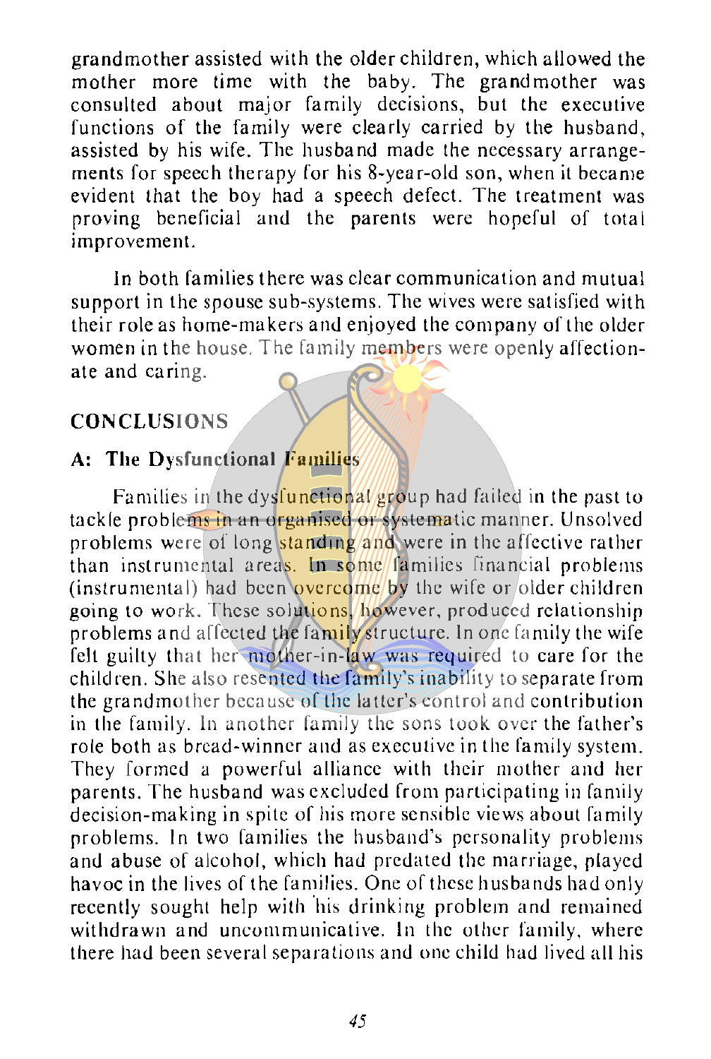grandmother assisted with the older children, which allowed the mother more time with the baby. The grandmother was consulted about major family decisions, but the executive functions of the family were clearly carried by the husband, assisted by his wife. The husband made the necessary arrangements for speech therapy for his 8-year-old son, when it became evident that the boy had a speech defect. The treatment was proving beneficial and the parents were hopeful of total improvement.

In both families there was clear communication and mutual support in the spouse sub-systems. The wives were satisfied with their role as home-makers and enjoyed the company of the older women in the house. The family members were openly affectionate and caring.

## CONCLUSIONS

### A: The Dysfunctional Families

Families in the dysfunctional group had failed in the past to tackle problems in an organised or systematic manner. Unsolved problems were of long standing and were in the affective rather than instrumental areas. In some families financial problems (instrumental) had been overcome by the wife or older children going to work. These solutions, however, produced relationship problems and affected the family structure. In one family the wife felt guilty that her mother-in-law was required to care for the children. She also resented the family's inability to separate from the grandmother because of the latter's control and contribution in the family. In another family the sons took over the father's role both as bread-winner and as executive in the family system. They formed a powerful alliance with their mother and her parents. The husband was excluded from participating in family decision-making in spite of his more sensible views about family problems. In two families the husband's personality problems and abuse of alcohol, which had predated the marriage, played havoc in the lives of the families. One of these husbands had only recently sought help with his drinking problem and remained withdrawn and uncommunicative. In the other family, where there had been several separations and one child had lived all his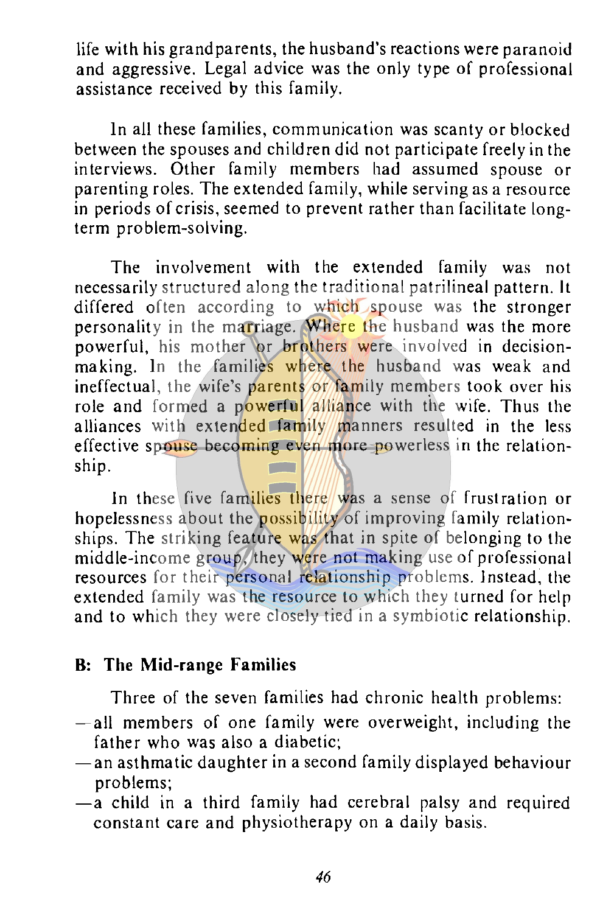life with his grandparents, the husband's reactions were paranoid and aggressive. Legal advice was the only type of professional assistance received by this family.

In all these families, communication was scanty or blocked between the spouses and children did not participate freely in the interviews. Other family members had assumed spouse or parenting roles. The extended family, while serving as a resource in periods of crisis, seemed to prevent rather than facilitate long-term problem-solving.

The involvement with the extended family was not necessarily structured along the traditional patrilineal pattern. It differed often according to which spouse was the stronger personality in the marriage. Where the husband was the more powerful, his mother or brothers were involved in decision-making. In the families where the husband was weak and ineffectual, the wife's parents or family members took over his role and formed a powerful alliance with the wife. Thus the alliances with extended family manners resulted in the less effective spouse becoming even more powerless in the relationship.

In these five families there was a sense of frustration or hopelessness about the possibility of improving family relationships. The striking feature was that in spite of belonging to the middle-income group, they were not making use of professional resources for their personal relationship problems. Instead, the extended family was the resource to which they turned for help and to which they were closely tied in a symbiotic relationship.

### B: The Mid-range Families

Three of the seven families had chronic health problems:

- all members of one family were overweight, including the father who was also a diabetic;
- an asthmatic daughter in a second family displayed behaviour problems;
- a child in a third family had cerebral palsy and required constant care and physiotherapy on a daily basis.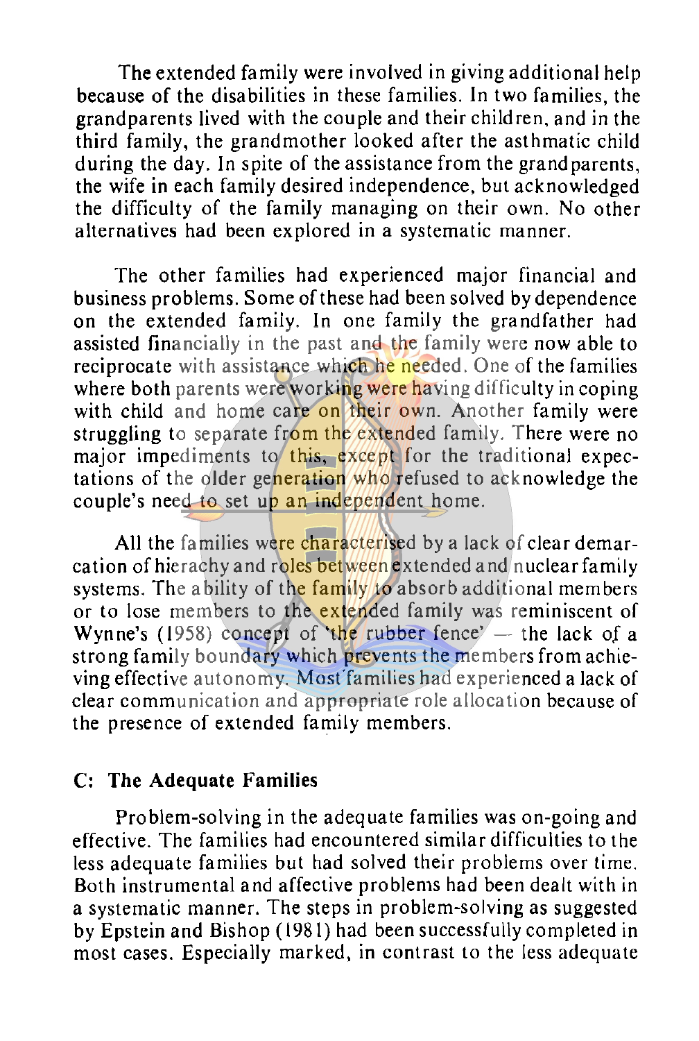The extended family were involved in giving additional help because of the disabilities in these families. In two families, the grandparents lived with the couple and their children, and in the third family, the grandmother looked after the asthmatic child during the day. In spite of the assistance from the grandparents, the wife in each family desired independence, but acknowledged the difficulty of the family managing on their own. No other alternatives had been explored in a systematic manner.

The other families had experienced major financial and business problems. Some of these had been solved by dependence on the extended family. In one family the grandfather had assisted financially in the past and the family were now able to reciprocate with assistance which he needed. One of the families where both parents were working were having difficulty in coping with child and home care on their own. Another family were struggling to separate from the extended family. There were no major impediments to this, except for the traditional expectations of the older generation who refused to acknowledge the couple's need to set up an independent home.

All the families were characterised by a lack of clear demarcation of hierachy and roles between extended and nuclear family systems. The ability of the family to absorb additional members or to lose members to the extended family was reminiscent of Wynne's (1958) concept of 'the rubber fence' — the lack of a strong family boundary which prevents the members from achieving effective autonomy. Most families had experienced a lack of clear communication and appropriate role allocation because of the presence of extended family members.

### C: The Adequate Families

Problem-solving in the adequate families was on-going and effective. The families had encountered similar difficulties to the less adequate families but had solved their problems over time. Both instrumental and affective problems had been dealt with in a systematic manner. The steps in problem-solving as suggested by Epstein and Bishop (1981) had been successfully completed in most cases. Especially marked, in contrast to the less adequate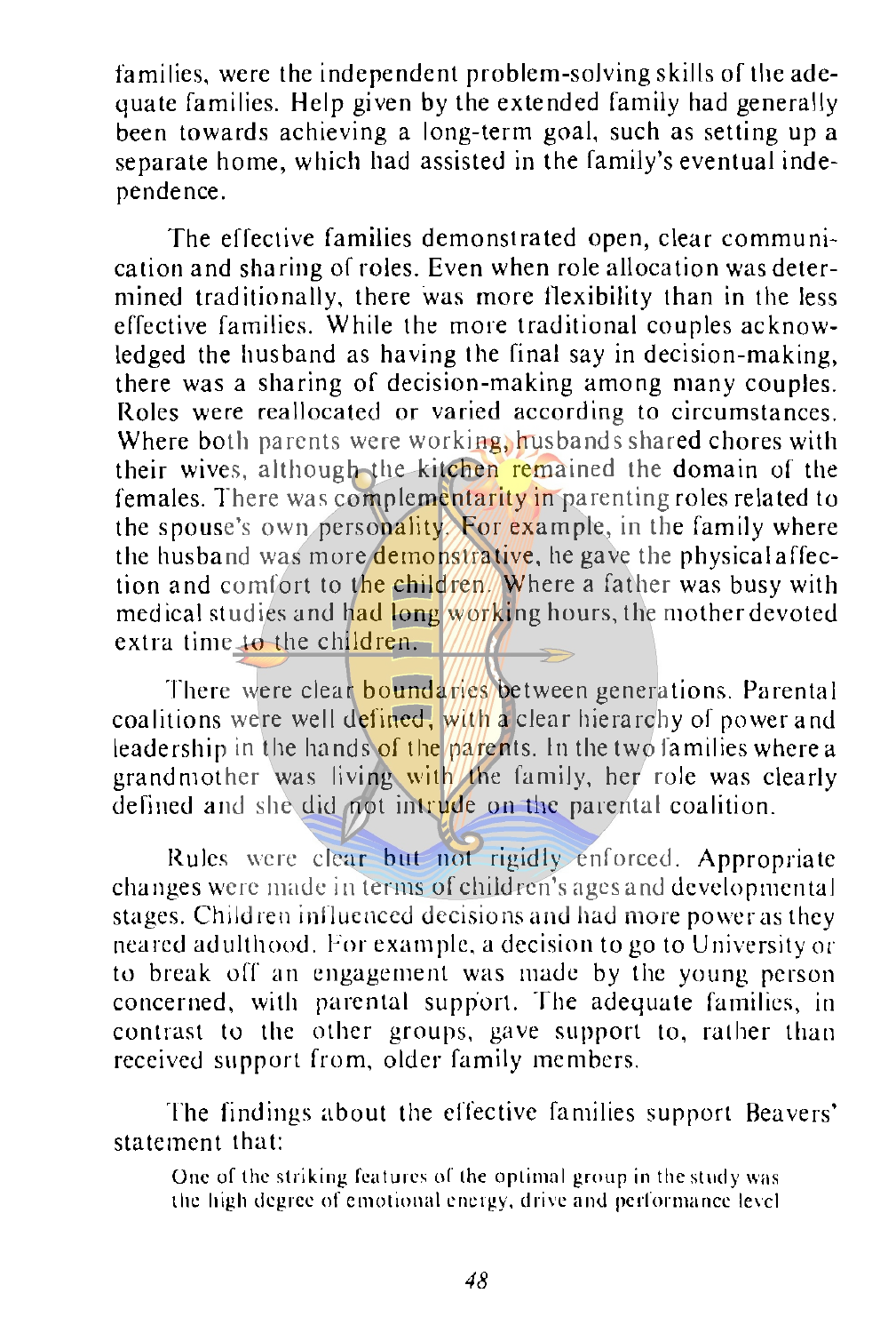families, were the independent problem-solving skills of the adequate families. Help given by the extended family had generally been towards achieving a long-term goal, such as setting up a separate home, which had assisted in the family's eventual independence.

The effective families demonstrated open, clear communication and sharing of roles. Even when role allocation was determined traditionally, there was more flexibility than in the less effective families. While the more traditional couples acknowledged the husband as having the final say in decision-making, there was a sharing of decision-making among many couples. Roles were reallocated or varied according to circumstances. Where both parents were working, husbands shared chores with their wives, although the kitchen remained the domain of the females. There was complementarity in parenting roles related to the spouse's own personality. For example, in the family where the husband was more demonstrative, he gave the physical affection and comfort to the children. Where a father was busy with medical studies and had long working hours, the mother devoted extra time to the children.

There were clear boundaries between generations. Parental coalitions were well defined, with a clear hierarchy of power and leadership in the hands of the parents. In the two families where a grandmother was living with the family, her role was clearly defined and she did not intrude on the parental coalition.

Rules were clear but not rigidly enforced. Appropriate changes were made in terms of children's ages and developmental stages. Children influenced decisions and had more power as they neared adulthood. For example, a decision to go to University or to break off an engagement was made by the young person concerned, with parental support. The adequate families, in contrast to the other groups, gave support to, rather than received support from, older family members.

The findings about the effective families support Beavers' statement that:

> One of the striking features of the optimal group in the study was the high degree of emotional energy, drive and performance level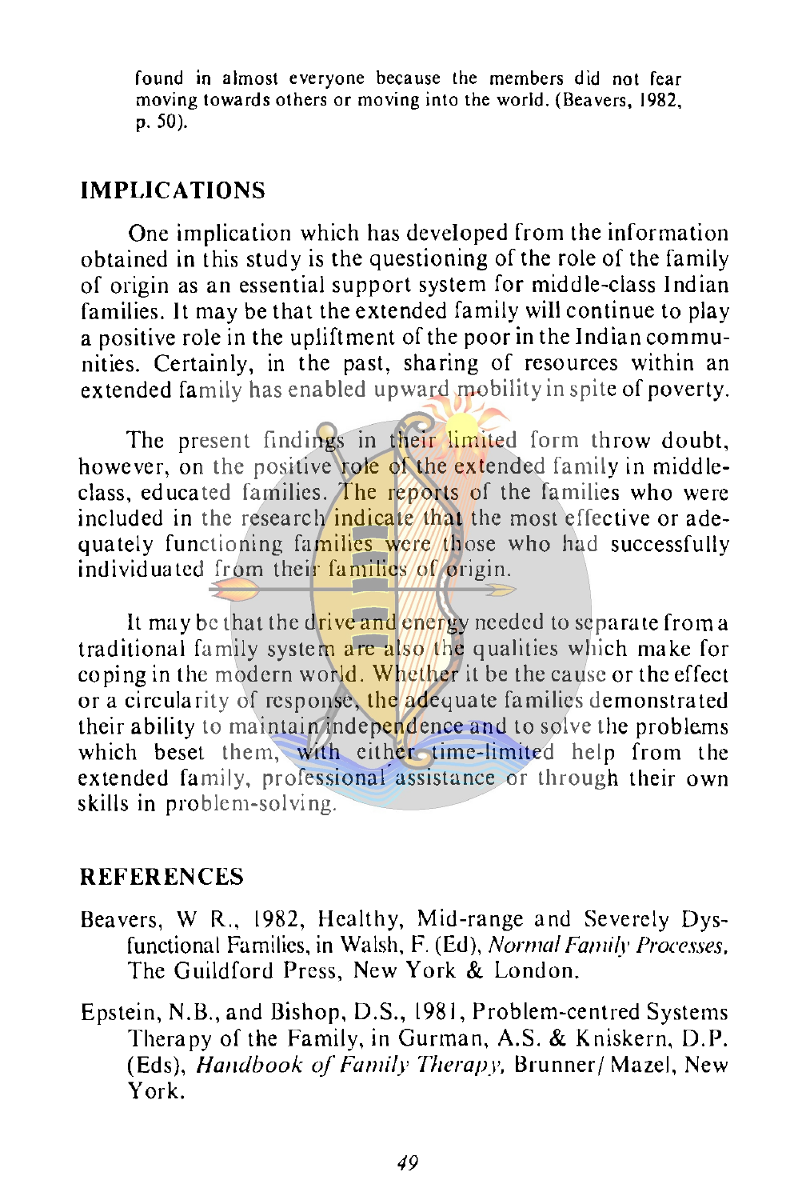found in almost everyone because the members did not fear moving towards others or moving into the world. (Beavers, 1982, p. 50).

## IMPLICATIONS

One implication which has developed from the information obtained in this study is the questioning of the role of the family of origin as an essential support system for middle-class Indian families. It may be that the extended family will continue to play a positive role in the upliftment of the poor in the Indian communities. Certainly, in the past, sharing of resources within an extended family has enabled upward mobility in spite of poverty.

The present findings in their limited form throw doubt, however, on the positive role of the extended family in middle-class, educated families. The reports of the families who were included in the research indicate that the most effective or adequately functioning families were those who had successfully individuated from their families of origin.

It may be that the drive and energy needed to separate from a traditional family system are also the qualities which make for coping in the modern world. Whether it be the cause or the effect or a circularity of response, the adequate families demonstrated their ability to maintain independence and to solve the problems which beset them, with either time-limited help from the extended family, professional assistance or through their own skills in problem-solving.

## REFERENCES

Beavers, W R., 1982, Healthy, Mid-range and Severely Dysfunctional Families, in Walsh, F. (Ed), *Normal Family Processes*, The Guildford Press, New York & London.

Epstein, N.B., and Bishop, D.S., 1981, Problem-centred Systems Therapy of the Family, in Gurman, A.S. & Kniskern, D.P. (Eds), *Handbook of Family Therapy*, Brunner/Mazel, New York.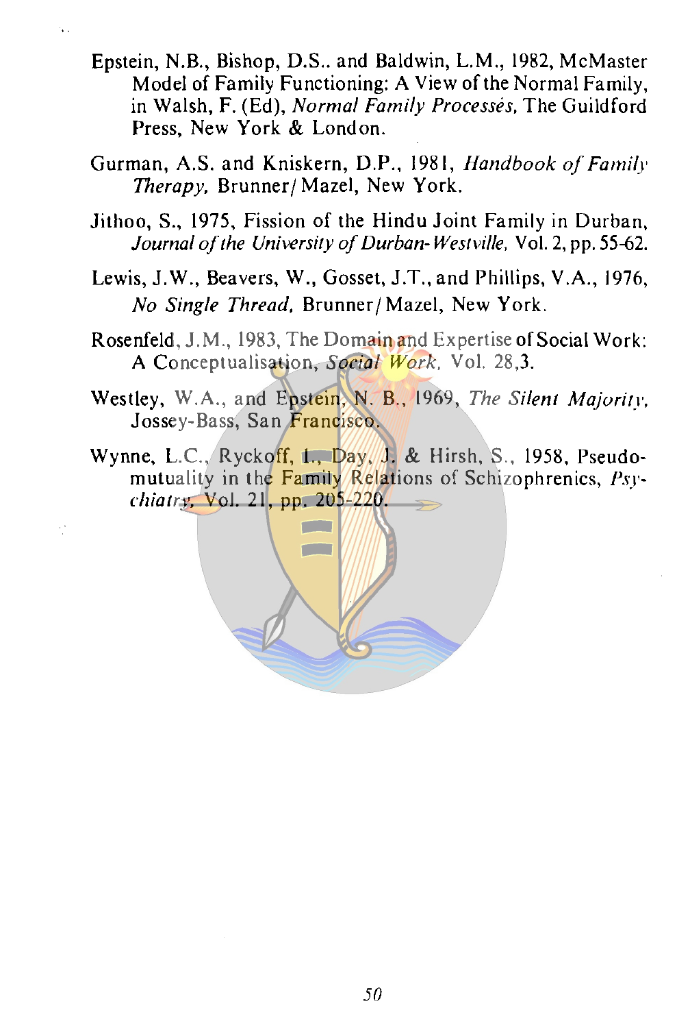Epstein, N.B., Bishop, D.S.. and Baldwin, L.M., 1982, McMaster Model of Family Functioning: A View of the Normal Family, in Walsh, F. (Ed), *Normal Family Processės*, The Guildford Press, New York & London.

Gurman, A.S. and Kniskern, D.P., 1981, *Handbook of Family Therapy*, Brunner/Mazel, New York.

Jithoo, S., 1975, Fission of the Hindu Joint Family in Durban, *Journal of the University of Durban-Westville*, Vol. 2, pp. 55-62.

Lewis, J.W., Beavers, W., Gosset, J.T., and Phillips, V.A., 1976, *No Single Thread*, Brunner/Mazel, New York.

Rosenfeld, J.M., 1983, The Domain and Expertise of Social Work: A Conceptualisation, *Social Work*, Vol. 28,3.

Westley, W.A., and Epstein, N. B., 1969, *The Silent Majority*, Jossey-Bass, San Francisco.

Wynne, L.C., Ryckoff, I., Day, J. & Hirsh, S., 1958, Pseudo-mutuality in the Family Relations of Schizophrenics, *Psychiatry*, Vol. 21, pp. 205-220.